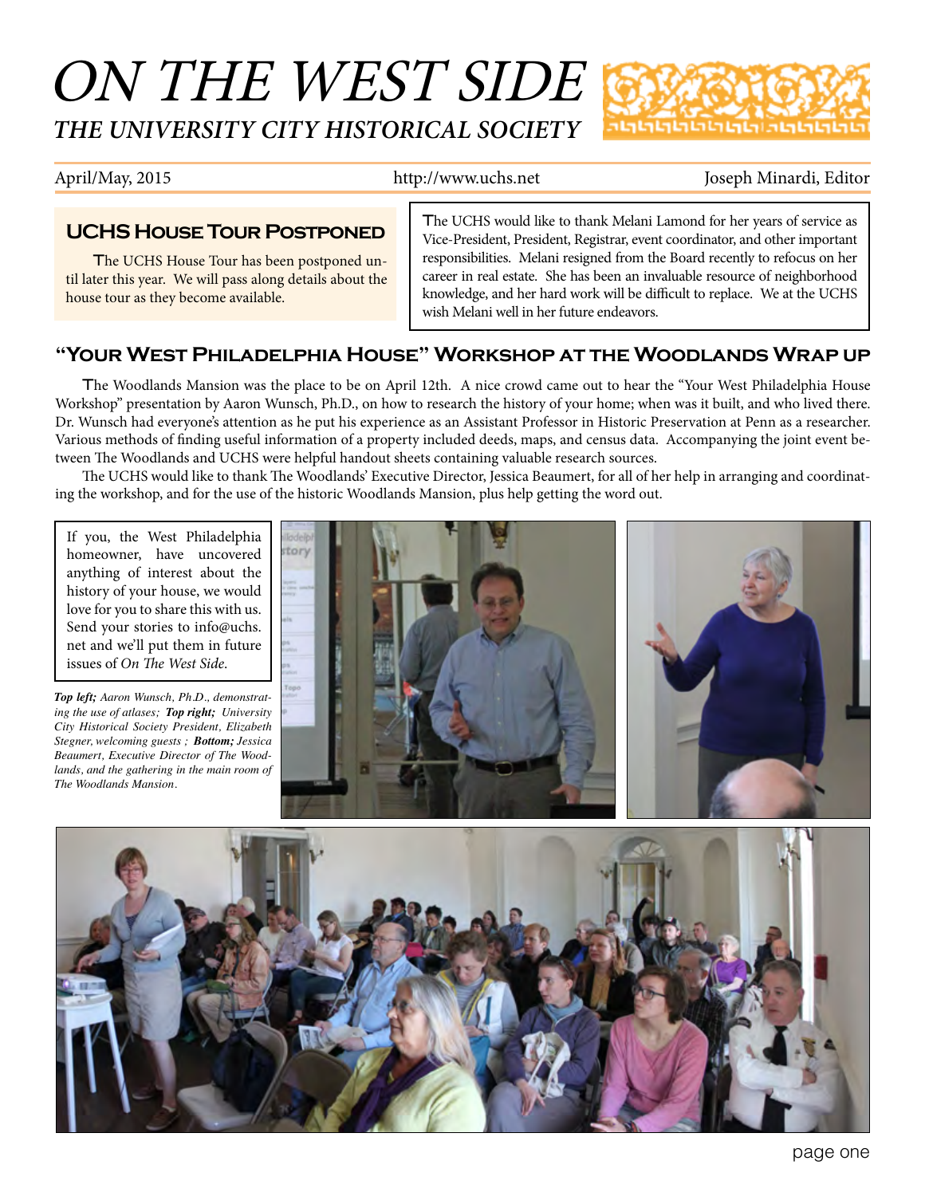# ON THE WEST SIDE

## THE UNIVERSITY CITY HISTORICAL SOCIETY

April/May, 2015 http://www.uchs.net Joseph Minardi, Editor

### UCHS House Tour Postponed

The UCHS House Tour has been postponed until later this year. We will pass along details about the house tour as they become available.

The UCHS would like to thank Melani Lamond for her years of service as Vice-President, President, Registrar, event coordinator, and other important responsibilities. Melani resigned from the Board recently to refocus on her career in real estate. She has been an invaluable resource of neighborhood knowledge, and her hard work will be difficult to replace. We at the UCHS wish Melani well in her future endeavors.

### "Your West Philadelphia House" Workshop at the Woodlands Wrap up

The Woodlands Mansion was the place to be on April 12th. A nice crowd came out to hear the "Your West Philadelphia House Workshop" presentation by Aaron Wunsch, Ph.D., on how to research the history of your home; when was it built, and who lived there. Dr. Wunsch had everyone's attention as he put his experience as an Assistant Professor in Historic Preservation at Penn as a researcher. Various methods of finding useful information of a property included deeds, maps, and census data. Accompanying the joint event between The Woodlands and UCHS were helpful handout sheets containing valuable research sources.

The UCHS would like to thank The Woodlands' Executive Director, Jessica Beaumert, for all of her help in arranging and coordinating the workshop, and for the use of the historic Woodlands Mansion, plus help getting the word out.

If you, the West Philadelphia homeowner, have uncovered anything of interest about the history of your house, we would love for you to share this with us. Send your stories to info@uchs.net and we'll put them in future issues of *On The West Side*.

***Top left;*** *Aaron Wunsch, Ph.D., demonstrating the use of atlases;* ***Top right;*** *University City Historical Society President, Elizabeth Stegner, welcoming guests ;* ***Bottom;*** *Jessica Beaumert, Executive Director of The Woodlands, and the gathering in the main room of The Woodlands Mansion.*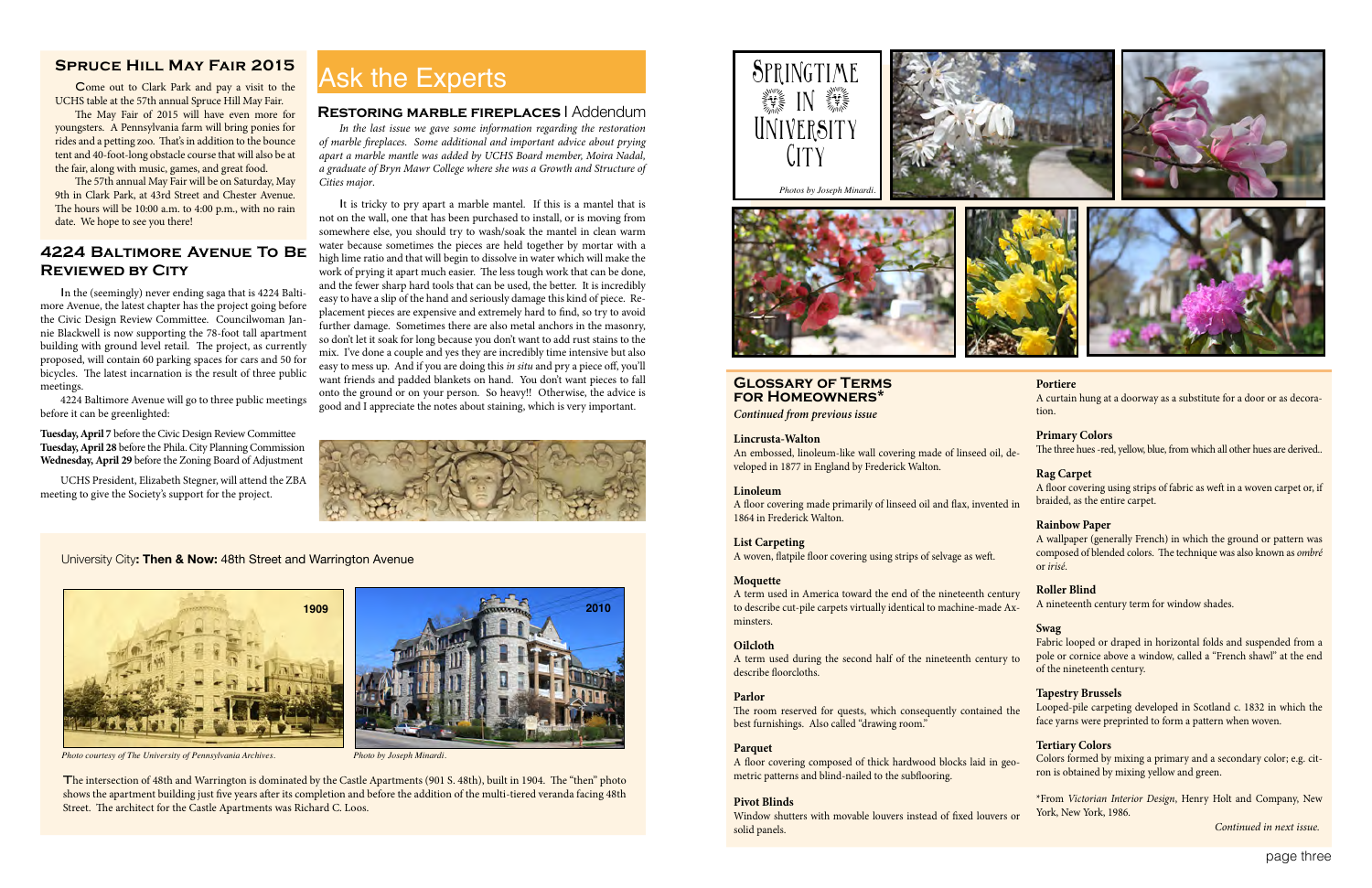## Spruce Hill May Fair 2015

Come out to Clark Park and pay a visit to the UCHS table at the 57th annual Spruce Hill May Fair.

The May Fair of 2015 will have even more for youngsters. A Pennsylvania farm will bring ponies for rides and a petting zoo. That's in addition to the bounce tent and 40-foot-long obstacle course that will also be at the fair, along with music, games, and great food.

The 57th annual May Fair will be on Saturday, May 9th in Clark Park, at 43rd Street and Chester Avenue. The hours will be 10:00 a.m. to 4:00 p.m., with no rain date. We hope to see you there!

## 4224 Baltimore Avenue To Be Reviewed by City

In the (seemingly) never ending saga that is 4224 Baltimore Avenue, the latest chapter has the project going before the Civic Design Review Committee. Councilwoman Jannie Blackwell is now supporting the 78-foot tall apartment building with ground level retail. The project, as currently proposed, will contain 60 parking spaces for cars and 50 for bicycles. The latest incarnation is the result of three public meetings.

4224 Baltimore Avenue will go to three public meetings before it can be greenlighted:

**Tuesday, April 7** before the Civic Design Review Committee
**Tuesday, April 28** before the Phila. City Planning Commission
**Wednesday, April 29** before the Zoning Board of Adjustment

UCHS President, Elizabeth Stegner, will attend the ZBA meeting to give the Society's support for the project.

# Ask the Experts

## Restoring marble fireplaces | Addendum

*In the last issue we gave some information regarding the restoration of marble fireplaces. Some additional and important advice about prying apart a marble mantle was added by UCHS Board member, Moira Nadal, a graduate of Bryn Mawr College where she was a Growth and Structure of Cities major.*

It is tricky to pry apart a marble mantel. If this is a mantel that is not on the wall, one that has been purchased to install, or is moving from somewhere else, you should try to wash/soak the mantel in clean warm water because sometimes the pieces are held together by mortar with a high lime ratio and that will begin to dissolve in water which will make the work of prying it apart much easier. The less tough work that can be done, and the fewer sharp hard tools that can be used, the better. It is incredibly easy to have a slip of the hand and seriously damage this kind of piece. Replacement pieces are expensive and extremely hard to find, so try to avoid further damage. Sometimes there are also metal anchors in the masonry, so don't let it soak for long because you don't want to add rust stains to the mix. I've done a couple and yes they are incredibly time intensive but also easy to mess up. And if you are doing this *in situ* and pry a piece off, you'll want friends and padded blankets on hand. You don't want pieces to fall onto the ground or on your person. So heavy!! Otherwise, the advice is good and I appreciate the notes about staining, which is very important.

University City**: Then & Now:** 48th Street and Warrington Avenue

1909 — *Photo courtesy of The University of Pennsylvania Archives.*

2010 — *Photo by Joseph Minardi.*

The intersection of 48th and Warrington is dominated by the Castle Apartments (901 S. 48th), built in 1904. The "then" photo shows the apartment building just five years after its completion and before the addition of the multi-tiered veranda facing 48th Street. The architect for the Castle Apartments was Richard C. Loos.

## Springtime in University City

*Photos by Joseph Minardi.*

## Glossary of Terms for Homeowners*

***Continued from previous issue***

**Lincrusta-Walton**
An embossed, linoleum-like wall covering made of linseed oil, developed in 1877 in England by Frederick Walton.

**Linoleum**
A floor covering made primarily of linseed oil and flax, invented in 1864 in Frederick Walton.

**List Carpeting**
A woven, flatpile floor covering using strips of selvage as weft.

**Moquette**
A term used in America toward the end of the nineteenth century to describe cut-pile carpets virtually identical to machine-made Axminsters.

**Oilcloth**
A term used during the second half of the nineteenth century to describe floorcloths.

**Parlor**
The room reserved for quests, which consequently contained the best furnishings. Also called "drawing room."

**Parquet**
A floor covering composed of thick hardwood blocks laid in geometric patterns and blind-nailed to the subflooring.

**Pivot Blinds**
Window shutters with movable louvers instead of fixed louvers or solid panels.

**Portiere**
A curtain hung at a doorway as a substitute for a door or as decoration.

**Primary Colors**
The three hues -red, yellow, blue, from which all other hues are derived..

**Rag Carpet**
A floor covering using strips of fabric as weft in a woven carpet or, if braided, as the entire carpet.

**Rainbow Paper**
A wallpaper (generally French) in which the ground or pattern was composed of blended colors. The technique was also known as *ombré* or *irisé*.

**Roller Blind**
A nineteenth century term for window shades.

**Swag**
Fabric looped or draped in horizontal folds and suspended from a pole or cornice above a window, called a "French shawl" at the end of the nineteenth century.

**Tapestry Brussels**
Looped-pile carpeting developed in Scotland c. 1832 in which the face yarns were preprinted to form a pattern when woven.

**Tertiary Colors**
Colors formed by mixing a primary and a secondary color; e.g. citron is obtained by mixing yellow and green.

*From *Victorian Interior Design*, Henry Holt and Company, New York, New York, 1986.

*Continued in next issue.*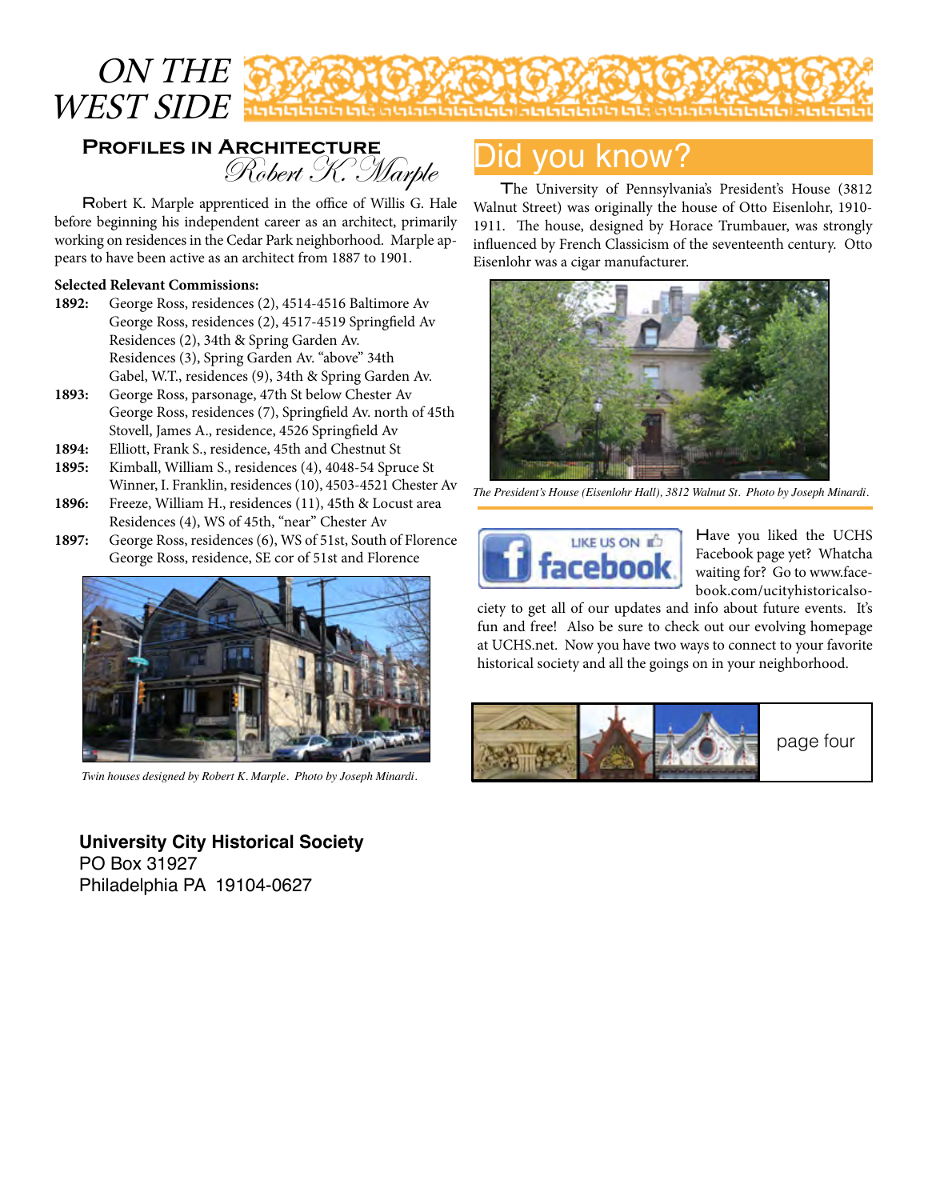# ON THE WEST SIDE

## Profiles in Architecture

### *Robert K. Marple*

Robert K. Marple apprenticed in the office of Willis G. Hale before beginning his independent career as an architect, primarily working on residences in the Cedar Park neighborhood. Marple appears to have been active as an architect from 1887 to 1901.

**Selected Relevant Commissions:**

**1892:** George Ross, residences (2), 4514-4516 Baltimore Av
George Ross, residences (2), 4517-4519 Springfield Av
Residences (2), 34th & Spring Garden Av.
Residences (3), Spring Garden Av. "above" 34th
Gabel, W.T., residences (9), 34th & Spring Garden Av.

**1893:** George Ross, parsonage, 47th St below Chester Av
George Ross, residences (7), Springfield Av. north of 45th
Stovell, James A., residence, 4526 Springfield Av

**1894:** Elliott, Frank S., residence, 45th and Chestnut St

**1895:** Kimball, William S., residences (4), 4048-54 Spruce St
Winner, I. Franklin, residences (10), 4503-4521 Chester Av

**1896:** Freeze, William H., residences (11), 45th & Locust area
Residences (4), WS of 45th, "near" Chester Av

**1897:** George Ross, residences (6), WS of 51st, South of Florence
George Ross, residence, SE cor of 51st and Florence

*Twin houses designed by Robert K. Marple. Photo by Joseph Minardi.*

## Did you know?

The University of Pennsylvania's President's House (3812 Walnut Street) was originally the house of Otto Eisenlohr, 1910-1911. The house, designed by Horace Trumbauer, was strongly influenced by French Classicism of the seventeenth century. Otto Eisenlohr was a cigar manufacturer.

*The President's House (Eisenlohr Hall), 3812 Walnut St. Photo by Joseph Minardi.*

LIKE US ON facebook

Have you liked the UCHS Facebook page yet? Whatcha waiting for? Go to www.facebook.com/ucityhistoricalsociety to get all of our updates and info about future events. It's fun and free! Also be sure to check out our evolving homepage at UCHS.net. Now you have two ways to connect to your favorite historical society and all the goings on in your neighborhood.

**University City Historical Society**
PO Box 31927
Philadelphia PA 19104-0627